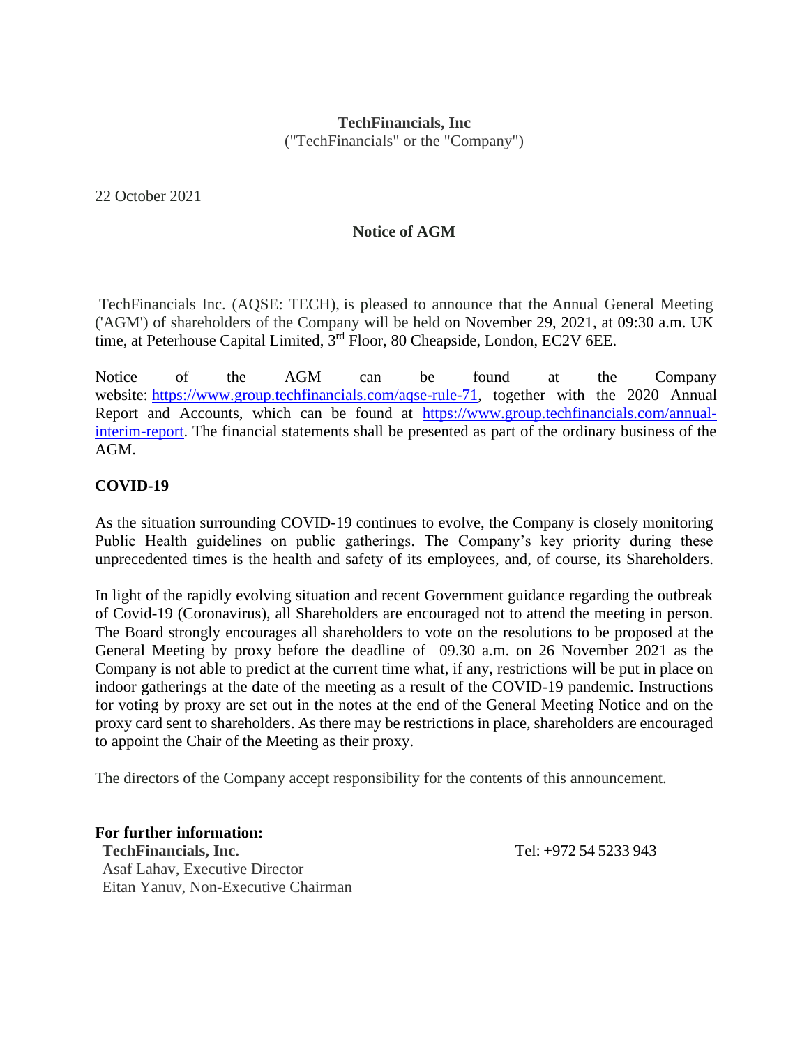**TechFinancials, Inc**
("TechFinancials" or the "Company")

22 October 2021

**Notice of AGM**

TechFinancials Inc. (AQSE: TECH), is pleased to announce that the Annual General Meeting ('AGM') of shareholders of the Company will be held on November 29, 2021, at 09:30 a.m. UK time, at Peterhouse Capital Limited, 3rd Floor, 80 Cheapside, London, EC2V 6EE.

Notice of the AGM can be found at the Company website: https://www.group.techfinancials.com/aqse-rule-71, together with the 2020 Annual Report and Accounts, which can be found at https://www.group.techfinancials.com/annual-interim-report. The financial statements shall be presented as part of the ordinary business of the AGM.

**COVID-19**

As the situation surrounding COVID-19 continues to evolve, the Company is closely monitoring Public Health guidelines on public gatherings. The Company's key priority during these unprecedented times is the health and safety of its employees, and, of course, its Shareholders.

In light of the rapidly evolving situation and recent Government guidance regarding the outbreak of Covid-19 (Coronavirus), all Shareholders are encouraged not to attend the meeting in person. The Board strongly encourages all shareholders to vote on the resolutions to be proposed at the General Meeting by proxy before the deadline of 09.30 a.m. on 26 November 2021 as the Company is not able to predict at the current time what, if any, restrictions will be put in place on indoor gatherings at the date of the meeting as a result of the COVID-19 pandemic. Instructions for voting by proxy are set out in the notes at the end of the General Meeting Notice and on the proxy card sent to shareholders. As there may be restrictions in place, shareholders are encouraged to appoint the Chair of the Meeting as their proxy.

The directors of the Company accept responsibility for the contents of this announcement.

**For further information:**

**TechFinancials, Inc.** Tel: +972 54 5233 943
Asaf Lahav, Executive Director
Eitan Yanuv, Non-Executive Chairman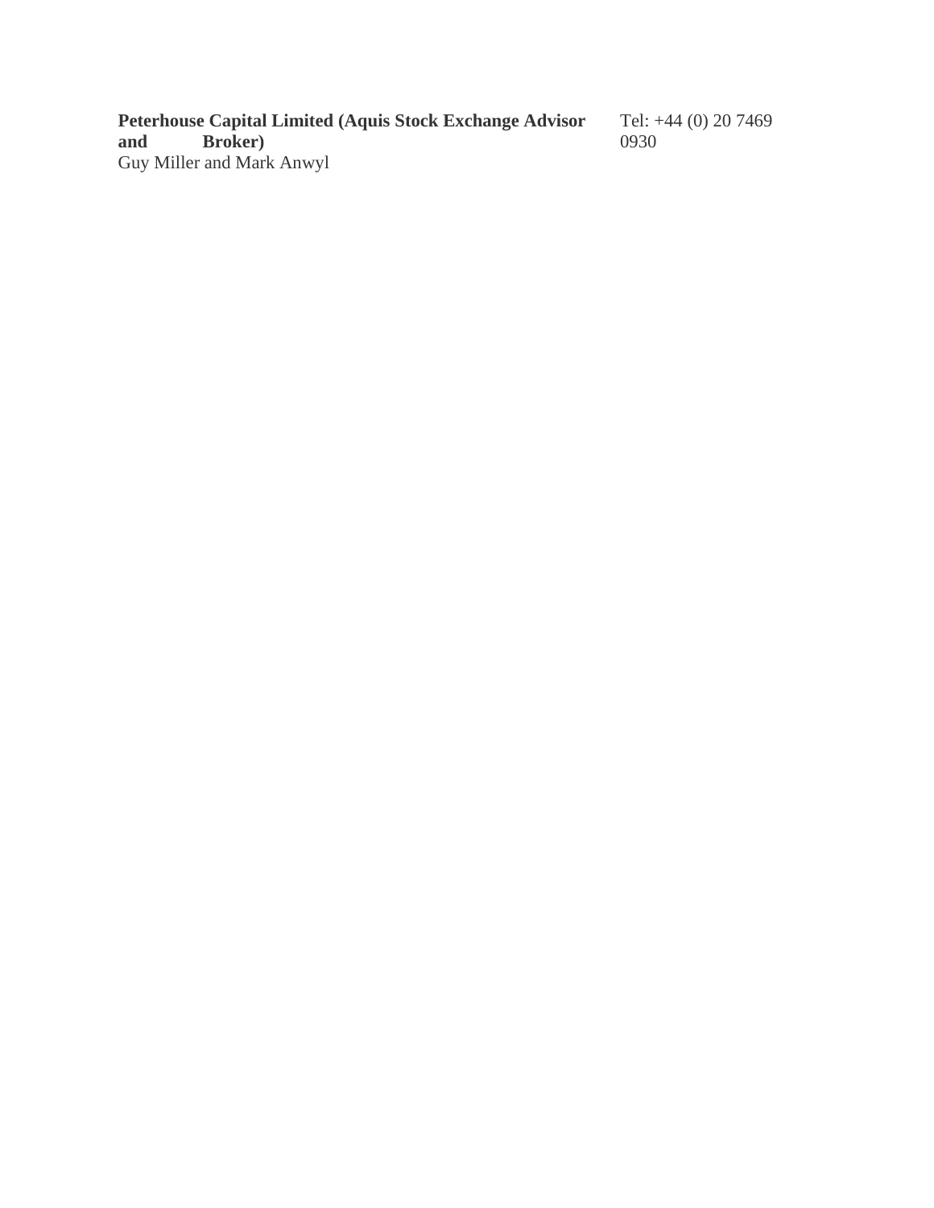| | |
|---|---|
| **Peterhouse Capital Limited (Aquis Stock Exchange Advisor and Broker)** | Tel: +44 (0) 20 7469 0930 |
| Guy Miller and Mark Anwyl | |